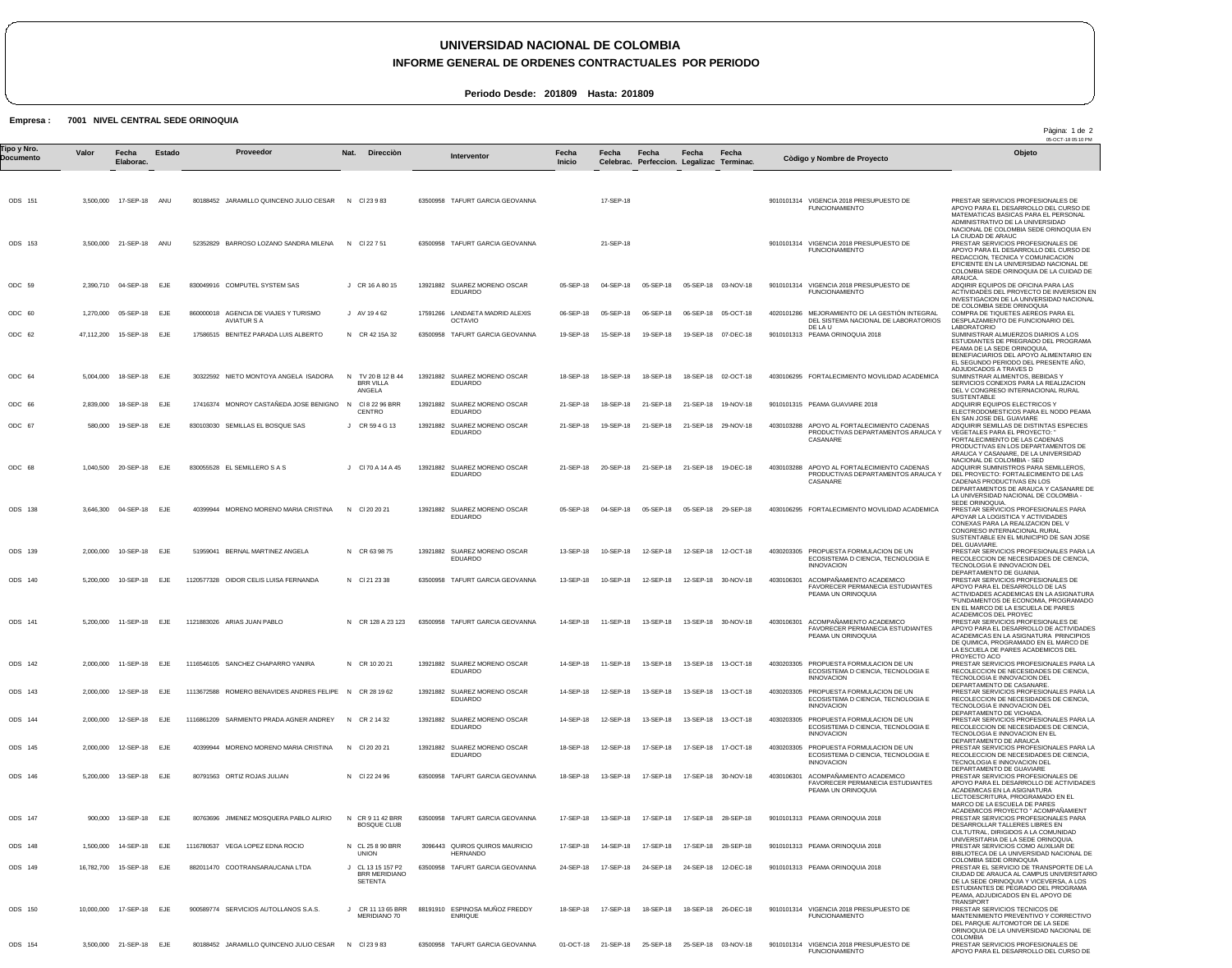# UNIVERSIDAD NACIONAL DE COLOMBIA

## INFORME GENERAL DE ORDENES CONTRACTUALES POR PERIODO

**Periodo Desde: 201809 Hasta: 201809**

**Empresa : 7001 NIVEL CENTRAL SEDE ORINOQUIA**

| Tipo y Nro. Documento | Valor | Fecha Elaborac. | Estado | Proveedor | Nat. | Direcciòn | Interventor | Fecha Inicio | Fecha Celebrac. | Fecha Perfeccion. | Fecha Legalizac | Fecha Terminac. | Còdigo y Nombre de Proyecto | Objeto |
|---|---|---|---|---|---|---|---|---|---|---|---|---|---|---|
| ODS 151 | 3,500,000 | 17-SEP-18 | ANU | 80188452 JARAMILLO QUINCENO JULIO CESAR | N | Cl 23 9 83 | 63500958 TAFURT GARCIA GEOVANNA | | 17-SEP-18 | | | | 9010101314 VIGENCIA 2018 PRESUPUESTO DE FUNCIONAMIENTO | PRESTAR SERVICIOS PROFESIONALES DE APOYO PARA EL DESARROLLO DEL CURSO DE MATEMATICAS BASICAS PARA EL PERSONAL ADMINISTRATIVO DE LA UNIVERSIDAD NACIONAL DE COLOMBIA SEDE ORINOQUIA EN LA CIUDAD DE ARAUC |
| ODS 153 | 3,500,000 | 21-SEP-18 | ANU | 52352829 BARROSO LOZANO SANDRA MILENA | N | Cl 22 7 51 | 63500958 TAFURT GARCIA GEOVANNA | | 21-SEP-18 | | | | 9010101314 VIGENCIA 2018 PRESUPUESTO DE FUNCIONAMIENTO | PRESTAR SERVICIOS PROFESIONALES DE APOYO PARA EL DESARROLLO DEL CURSO DE REDACCION, TECNICA Y COMUNICACION EFICIENTE EN LA UNIVERSIDAD NACIONAL DE COLOMBIA SEDE ORINOQUIA DE LA CUIDAD DE ARAUCA. |
| ODC 59 | 2,390,710 | 04-SEP-18 | EJE | 830049916 COMPUTEL SYSTEM SAS | J | CR 16 A 80 15 | 13921882 SUAREZ MORENO OSCAR EDUARDO | 05-SEP-18 | 04-SEP-18 | 05-SEP-18 | 05-SEP-18 | 03-NOV-18 | 9010101314 VIGENCIA 2018 PRESUPUESTO DE FUNCIONAMIENTO | ADQIRIR EQUIPOS DE OFICINA PARA LAS ACTIVIDADES DEL PROYECTO DE INVERSION EN INVESTIGACION DE LA UNIVERSIDAD NACIONAL DE COLOMBIA SEDE ORINOQUIA |
| ODC 60 | 1,270,000 | 05-SEP-18 | EJE | 860000018 AGENCIA DE VIAJES Y TURISMO AVIATUR S A | J | AV 19 4 62 | 17591266 LANDAETA MADRID ALEXIS OCTAVIO | 06-SEP-18 | 05-SEP-18 | 06-SEP-18 | 06-SEP-18 | 05-OCT-18 | 4020101286 MEJORAMIENTO DE LA GESTIÓN INTEGRAL DEL SISTEMA NACIONAL DE LABORATORIOS DE LA U | COMPRA DE TIQUETES AEREOS PARA EL DESPLAZAMIENTO DE FUNCIONARIO DEL LABORATORIO |
| ODC 62 | 47,112,200 | 15-SEP-18 | EJE | 17586515 BENITEZ PARADA LUIS ALBERTO | N | CR 42 15A 32 | 63500958 TAFURT GARCIA GEOVANNA | 19-SEP-18 | 15-SEP-18 | 19-SEP-18 | 19-SEP-18 | 07-DEC-18 | 9010101313 PEAMA ORINOQUIA 2018 | SUMINISTRAR ALMUERZOS DIARIOS A LOS ESTUDIANTES DE PREGRADO DEL PROGRAMA PEAMA DE LA SEDE ORINOQUIA, BENEFICIARIOS DEL APOYO ALIMENTARIO EN EL SEGUNDO PERIODO DEL PRESENTE AÑO, ADJUDICADOS A TRAVES D |
| ODC 64 | 5,004,000 | 18-SEP-18 | EJE | 30322592 NIETO MONTOYA ANGELA ISADORA | N | TV 20 B 12 B 44 BRR VILLA ANGELA | 13921882 SUAREZ MORENO OSCAR EDUARDO | 18-SEP-18 | 18-SEP-18 | 18-SEP-18 | 18-SEP-18 | 02-OCT-18 | 4030106295 FORTALECIMIENTO MOVILIDAD ACADEMICA | SUMINSTRAR ALIMENTOS, BEBIDAS Y SERVICIOS CONEXOS PARA LA REALIZACION DEL V CONGRESO INTERNACIONAL RURAL SUSTENTABLE |
| ODC 66 | 2,839,000 | 18-SEP-18 | EJE | 17416374 MONROY CASTAÑEDA JOSE BENIGNO | N | Cl 8 22 96 BRR CENTRO | 13921882 SUAREZ MORENO OSCAR EDUARDO | 21-SEP-18 | 18-SEP-18 | 21-SEP-18 | 21-SEP-18 | 19-NOV-18 | 9010101315 PEAMA GUAVIARE 2018 | ADQUIRIR EQUIPOS ELECTRICOS Y ELECTRODOMESTICOS PARA EL NODO PEAMA EN SAN JOSE DEL GUAVIARE |
| ODC 67 | 580,000 | 19-SEP-18 | EJE | 830103030 SEMILLAS EL BOSQUE SAS | J | CR 59 4 G 13 | 13921882 SUAREZ MORENO OSCAR EDUARDO | 21-SEP-18 | 19-SEP-18 | 21-SEP-18 | 21-SEP-18 | 29-NOV-18 | 4030103288 APOYO AL FORTALECIMIENTO CADENAS PRODUCTIVAS DEPARTAMENTOS ARAUCA Y CASANARE | ADQUIRIR SEMILLAS DE DISTINTAS ESPECIES VEGETALES PARA EL PROYECTO: " FORTALECIMIENTO DE LAS CADENAS PRODUCTIVAS EN LOS DEPARTAMENTOS DE ARAUCA Y CASANARE, DE LA UNIVERSIDAD NACIONAL DE COLOMBIA - SED |
| ODC 68 | 1,040,500 | 20-SEP-18 | EJE | 830055528 EL SEMILLERO S A S | J | Cl 70 A 14 A 45 | 13921882 SUAREZ MORENO OSCAR EDUARDO | 21-SEP-18 | 20-SEP-18 | 21-SEP-18 | 21-SEP-18 | 19-DEC-18 | 4030103288 APOYO AL FORTALECIMIENTO CADENAS PRODUCTIVAS DEPARTAMENTOS ARAUCA Y CASANARE | ADQUIRIR SUMINISTROS PARA SEMILLEROS, DEL PROYECTO: FORTALECIMIENTO DE LAS CADENAS PRODUCTIVAS EN LOS DEPARTAMENTOS DE ARAUCA Y CASANARE DE LA UNIVERSIDAD NACIONAL DE COLOMBIA - SEDE ORINOQUIA. |
| ODS 138 | 3,646,300 | 04-SEP-18 | EJE | 40399944 MORENO MORENO MARIA CRISTINA | N | Cl 20 20 21 | 13921882 SUAREZ MORENO OSCAR EDUARDO | 05-SEP-18 | 04-SEP-18 | 05-SEP-18 | 05-SEP-18 | 29-SEP-18 | 4030106295 FORTALECIMIENTO MOVILIDAD ACADEMICA | PRESTAR SERVICIOS PROFESIONALES PARA APOYAR LA LOGISTICA Y ACTIVIDADES CONEXAS PARA LA REALIZACION DEL V CONGRESO INTERNACIONAL RURAL SUSTENTABLE EN EL MUNICIPIO DE SAN JOSE DEL GUAVIARE. |
| ODS 139 | 2,000,000 | 10-SEP-18 | EJE | 51959041 BERNAL MARTINEZ ANGELA | N | CR 63 98 75 | 13921882 SUAREZ MORENO OSCAR EDUARDO | 13-SEP-18 | 10-SEP-18 | 12-SEP-18 | 12-SEP-18 | 12-OCT-18 | 4030203305 PROPUESTA FORMULACION DE UN ECOSISTEMA D CIENCIA, TECNOLOGIA E INNOVACION | PRESTAR SERVICIOS PROFESIONALES PARA LA RECOLECCION DE NECESIDADES DE CIENCIA, TECNOLOGIA E INNOVACION DEL DEPARTAMENTO DE GUAINIA. |
| ODS 140 | 5,200,000 | 10-SEP-18 | EJE | 1120577328 OIDOR CELIS LUISA FERNANDA | N | Cl 21 23 38 | 63500958 TAFURT GARCIA GEOVANNA | 13-SEP-18 | 10-SEP-18 | 12-SEP-18 | 12-SEP-18 | 30-NOV-18 | 4030106301 ACOMPAÑAMIENTO ACADEMICO FAVORECER PERMANECIA ESTUDIANTES PEAMA UN ORINOQUIA | PRESTAR SERVICIOS PROFESIONALES DE APOYO PARA EL DESARROLLO DE LAS ACTIVIDADES ACADEMICAS EN LA ASIGNATURA "FUNDAMENTOS DE ECONOMIA, PROGRAMADO EN EL MARCO DE LA ESCUELA DE PARES ACADEMICOS DEL PROYEC |
| ODS 141 | 5,200,000 | 11-SEP-18 | EJE | 1121883026 ARIAS JUAN PABLO | N | CR 128 A 23 123 | 63500958 TAFURT GARCIA GEOVANNA | 14-SEP-18 | 11-SEP-18 | 13-SEP-18 | 13-SEP-18 | 30-NOV-18 | 4030106301 ACOMPAÑAMIENTO ACADEMICO FAVORECER PERMANECIA ESTUDIANTES PEAMA UN ORINOQUIA | PRESTAR SERVICIOS PROFESIONALES DE APOYO PARA EL DESARROLLO DE ACTIVIDADES ACADEMICAS EN LA ASIGNATURA PRINCIPIOS DE QUIMICA, PROGRAMADO EN EL MARCO DE LA ESCUELA DE PARES ACADEMICOS DEL PROYECTO ACO |
| ODS 142 | 2,000,000 | 11-SEP-18 | EJE | 1116546105 SANCHEZ CHAPARRO YANIRA | N | CR 10 20 21 | 13921882 SUAREZ MORENO OSCAR EDUARDO | 14-SEP-18 | 11-SEP-18 | 13-SEP-18 | 13-SEP-18 | 13-OCT-18 | 4030203305 PROPUESTA FORMULACION DE UN ECOSISTEMA D CIENCIA, TECNOLOGIA E INNOVACION | PRESTAR SERVICIOS PROFESIONALES PARA LA RECOLECCION DE NECESIDADES DE CIENCIA, TECNOLOGIA E INNOVACION DEL DEPARTAMENTO DE CASANARE. |
| ODS 143 | 2,000,000 | 12-SEP-18 | EJE | 1113672588 ROMERO BENAVIDES ANDRES FELIPE | N | CR 28 19 62 | 13921882 SUAREZ MORENO OSCAR EDUARDO | 14-SEP-18 | 12-SEP-18 | 13-SEP-18 | 13-SEP-18 | 13-OCT-18 | 4030203305 PROPUESTA FORMULACION DE UN ECOSISTEMA D CIENCIA, TECNOLOGIA E INNOVACION | PRESTAR SERVICIOS PROFESIONALES PARA LA RECOLECCION DE NECESIDADES DE CIENCIA, TECNOLOGIA E INNOVACION DEL DEPARTAMENTO DE VICHADA. |
| ODS 144 | 2,000,000 | 12-SEP-18 | EJE | 1116861209 SARMIENTO PRADA AGNER ANDREY | N | CR 2 14 32 | 13921882 SUAREZ MORENO OSCAR EDUARDO | 14-SEP-18 | 12-SEP-18 | 13-SEP-18 | 13-SEP-18 | 13-OCT-18 | 4030203305 PROPUESTA FORMULACION DE UN ECOSISTEMA D CIENCIA, TECNOLOGIA E INNOVACION | PRESTAR SERVICIOS PROFESIONALES PARA LA RECOLECCION DE NECESIDADES DE CIENCIA, TECNOLOGIA E INNOVACION EN EL DEPARTAMENTO DE ARAUCA |
| ODS 145 | 2,000,000 | 12-SEP-18 | EJE | 40399944 MORENO MORENO MARIA CRISTINA | N | Cl 20 20 21 | 13921882 SUAREZ MORENO OSCAR EDUARDO | 18-SEP-18 | 12-SEP-18 | 17-SEP-18 | 17-SEP-18 | 17-OCT-18 | 4030203305 PROPUESTA FORMULACION DE UN ECOSISTEMA D CIENCIA, TECNOLOGIA E INNOVACION | PRESTAR SERVICIOS PROFESIONALES PARA LA RECOLECCION DE NECESIDADES DE CIENCIA, TECNOLOGIA E INNOVACION DEL DEPARTAMENTO DE GUAVIARE |
| ODS 146 | 5,200,000 | 13-SEP-18 | EJE | 80791563 ORTIZ ROJAS JULIAN | N | Cl 22 24 96 | 63500958 TAFURT GARCIA GEOVANNA | 18-SEP-18 | 13-SEP-18 | 17-SEP-18 | 17-SEP-18 | 30-NOV-18 | 4030106301 ACOMPAÑAMIENTO ACADEMICO FAVORECER PERMANECIA ESTUDIANTES PEAMA UN ORINOQUIA | PRESTAR SERVICIOS PROFESIONALES DE APOYO PARA EL DESARROLLO DE ACTIVIDADES ACADEMICAS EN LA ASIGNATURA LECTOESCRITURA, PROGRAMADO EN EL MARCO DE LA ESCUELA DE PARES ACADEMICOS PROYECTO " ACOMPAÑAMIENT |
| ODS 147 | 900,000 | 13-SEP-18 | EJE | 80763696 JIMENEZ MOSQUERA PABLO ALIRIO | N | CR 9 11 42 BRR BOSQUE CLUB | 63500958 TAFURT GARCIA GEOVANNA | 17-SEP-18 | 13-SEP-18 | 17-SEP-18 | 17-SEP-18 | 28-SEP-18 | 9010101313 PEAMA ORINOQUIA 2018 | PRESTAR SERVICIOS PROFESIONALES PARA DESARROLLAR TALLERES LIBRES EN CULTUTRAL, DIRIGIDOS A LA COMUNIDAD UNIVERSITARIA DE LA SEDE ORINOQUIA. |
| ODS 148 | 1,500,000 | 14-SEP-18 | EJE | 1116780537 VEGA LOPEZ EDNA ROCIO | N | CL 25 8 90 BRR UNION | 3096443 QUIROS QUIROS MAURICIO HERNANDO | 17-SEP-18 | 14-SEP-18 | 17-SEP-18 | 17-SEP-18 | 28-SEP-18 | 9010101313 PEAMA ORINOQUIA 2018 | PRESTAR SERVICIOS COMO AUXILIAR DE BIBLIOTECA DE LA UNIVERSIDAD NACIONAL DE COLOMBIA SEDE ORINOQUIA |
| ODS 149 | 16,782,700 | 15-SEP-18 | EJE | 882011470 COOTRANSARAUCANA LTDA | J | CL 13 15 157 P2 BRR MERIDIANO SETENTA | 63500958 TAFURT GARCIA GEOVANNA | 24-SEP-18 | 17-SEP-18 | 24-SEP-18 | 24-SEP-18 | 12-DEC-18 | 9010101313 PEAMA ORINOQUIA 2018 | PRESTAR EL SERVICIO DE TRANSPORTE DE LA CIUDAD DE ARAUCA AL CAMPUS UNIVERSITARIO DE LA SEDE ORINOQUIA Y VICEVERSA, A LOS ESTUDIANTES DE PEGRADO DEL PROGRAMA PEAMA, ADJUDICADOS EN EL APOYO DE TRANSPORT |
| ODS 150 | 10,000,000 | 17-SEP-18 | EJE | 900589774 SERVICIOS AUTOLLANOS S.A.S. | J | CR 11 13 65 BRR MERIDIANO 70 | 88191910 ESPINOSA MUÑOZ FREDDY ENRIQUE | 18-SEP-18 | 17-SEP-18 | 18-SEP-18 | 18-SEP-18 | 26-DEC-18 | 9010101314 VIGENCIA 2018 PRESUPUESTO DE FUNCIONAMIENTO | PRESTAR SERVICIOS TECNICOS DE MANTENIMIENTO PREVENTIVO Y CORRECTIVO DEL PARQUE AUTOMOTOR DE LA SEDE ORINOQUIA DE LA UNIVERSIDAD NACIONAL DE COLOMBIA |
| ODS 154 | 3,500,000 | 21-SEP-18 | EJE | 80188452 JARAMILLO QUINCENO JULIO CESAR | N | Cl 23 9 83 | 63500958 TAFURT GARCIA GEOVANNA | 01-OCT-18 | 21-SEP-18 | 25-SEP-18 | 25-SEP-18 | 03-NOV-18 | 9010101314 VIGENCIA 2018 PRESUPUESTO DE FUNCIONAMIENTO | PRESTAR SERVICIOS PROFESIONALES DE APOYO PARA EL DESARROLLO DEL CURSO DE |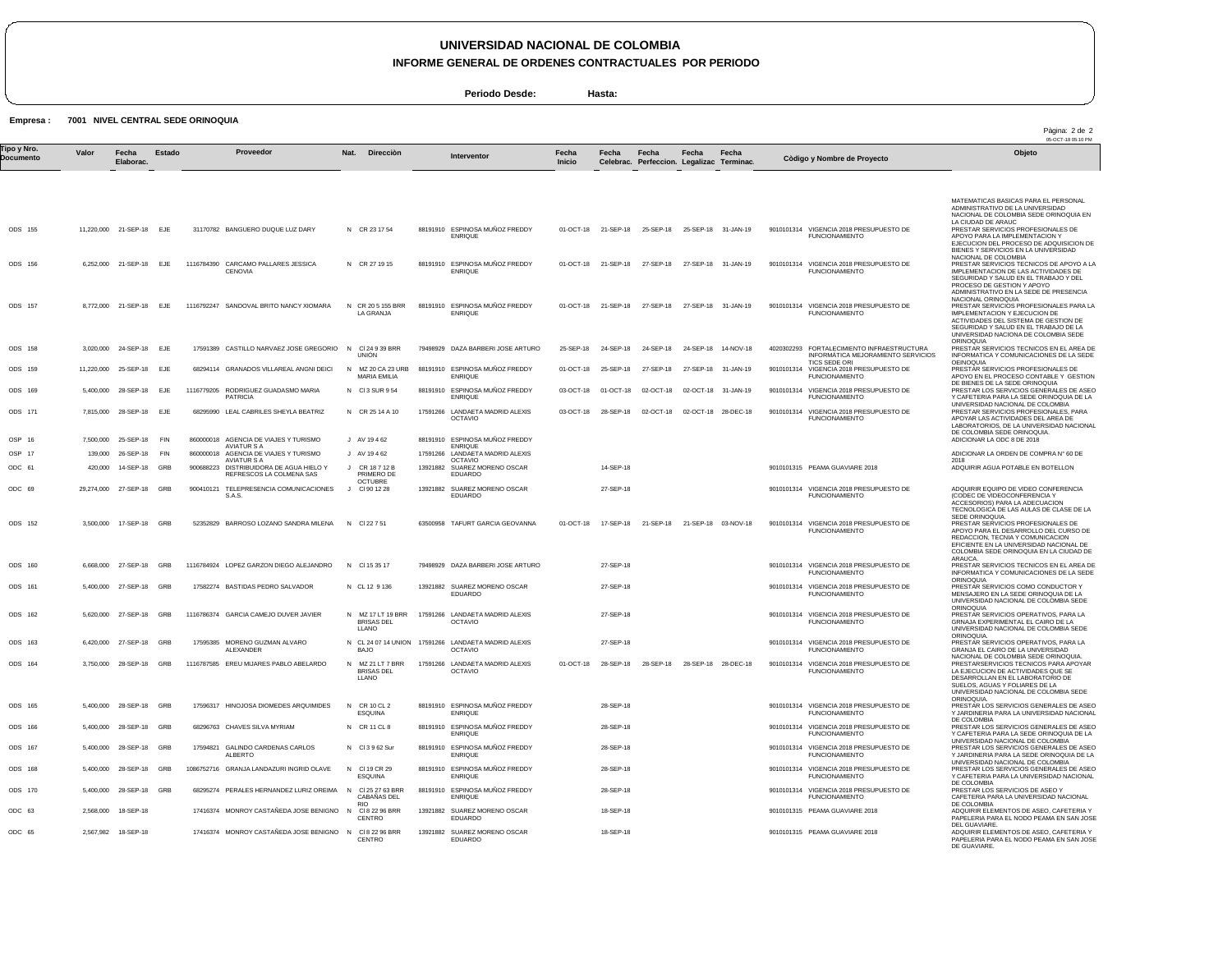# UNIVERSIDAD NACIONAL DE COLOMBIA

## INFORME GENERAL DE ORDENES CONTRACTUALES POR PERIODO

**Periodo Desde:** **Hasta:**

**Empresa :** **7001 NIVEL CENTRAL SEDE ORINOQUIA**

| Tipo y Nro. Documento | Valor | Fecha Elaborac. | Estado | Proveedor | Nat. | Dirección | Interventor | Fecha Inicio | Fecha Celebrac. | Fecha Perfeccion. | Fecha Legalizac | Fecha Terminac. | Còdigo y Nombre de Proyecto | Objeto |
|---|---|---|---|---|---|---|---|---|---|---|---|---|---|---|
| | | | | | | | | | | | | | | MATEMATICAS BASICAS PARA EL PERSONAL ADMINISTRATIVO DE LA UNIVERSIDAD NACIONAL DE COLOMBIA SEDE ORINOQUIA EN LA CIUDAD DE ARAUC |
| ODS 155 | 11,220,000 | 21-SEP-18 | EJE | 31170782 BANGUERO DUQUE LUZ DARY | N | CR 23 17 54 | 88191910 ESPINOSA MUÑOZ FREDDY ENRIQUE | 01-OCT-18 | 21-SEP-18 | 25-SEP-18 | 25-SEP-18 | 31-JAN-19 | 9010101314 VIGENCIA 2018 PRESUPUESTO DE FUNCIONAMIENTO | PRESTAR SERVICIOS PROFESIONALES DE APOYO PARA LA IMPLEMENTACION Y EJECUCION DEL PROCESO DE ADQUISICION DE BIENES Y SERVICIOS EN LA UNIVERSIDAD NACIONAL DE COLOMBIA |
| ODS 156 | 6,252,000 | 21-SEP-18 | EJE | 1116784390 CARCAMO PALLARES JESSICA CENOVIA | N | CR 27 19 15 | 88191910 ESPINOSA MUÑOZ FREDDY ENRIQUE | 01-OCT-18 | 21-SEP-18 | 27-SEP-18 | 27-SEP-18 | 31-JAN-19 | 9010101314 VIGENCIA 2018 PRESUPUESTO DE FUNCIONAMIENTO | PRESTAR SERVICIOS TECNICOS DE APOYO A LA IMPLEMENTACION DE LAS ACTIVIDADES DE SEGURIDAD Y SALUD EN EL TRABAJO Y DEL PROCESO DE GESTION Y APOYO ADMINISTRATIVO EN LA SEDE DE PRESENCIA NACIONAL ORINOQUIA |
| ODS 157 | 8,772,000 | 21-SEP-18 | EJE | 1116792247 SANDOVAL BRITO NANCY XIOMARA | N | CR 20 5 155 BRR LA GRANJA | 88191910 ESPINOSA MUÑOZ FREDDY ENRIQUE | 01-OCT-18 | 21-SEP-18 | 27-SEP-18 | 27-SEP-18 | 31-JAN-19 | 9010101314 VIGENCIA 2018 PRESUPUESTO DE FUNCIONAMIENTO | PRESTAR SERVICIOS PROFESIONALES PARA LA IMPLEMENTACION Y EJECUCION DE ACTIVIDADES DEL SISTEMA DE GESTION DE SEGURIDAD Y SALUD EN EL TRABAJO DE LA UNIVERSIDAD NACIONA DE COLOMBIA SEDE ORINOQUIA |
| ODS 158 | 3,020,000 | 24-SEP-18 | EJE | 17591389 CASTILLO NARVAEZ JOSE GREGORIO | N | Cl 24 9 39 BRR UNION | 79498929 DAZA BARBERI JOSE ARTURO | 25-SEP-18 | 24-SEP-18 | 24-SEP-18 | 24-SEP-18 | 14-NOV-18 | 4020302293 FORTALECIMIENTO INFRAESTRUCTURA INFORMATICA MEJORAMIENTO SERVICIOS TICS SEDE ORI | PRESTAR SERVICIOS TECNICOS EN EL AREA DE INFORMATICA Y COMUNICACIONES DE LA SEDE OEINOQUIA |
| ODS 159 | 11,220,000 | 25-SEP-18 | EJE | 68294114 GRANADOS VILLAREAL ANGNI DEICI | N | MZ 20 CA 23 URB MARIA EMILIA | 88191910 ESPINOSA MUÑOZ FREDDY ENRIQUE | 01-OCT-18 | 25-SEP-18 | 27-SEP-18 | 27-SEP-18 | 31-JAN-19 | 9010101314 VIGENCIA 2018 PRESUPUESTO DE FUNCIONAMIENTO | PRESTAR SERVICIOS PROFESIONALES DE APOYO EN EL PROCESO CONTABLE Y GESTION DE BIENES DE LA SEDE ORINOQUIA |
| ODS 169 | 5,400,000 | 28-SEP-18 | EJE | 1116779205 RODRIGUEZ GUADASMO MARIA PATRICIA | N | Cl 3 SUR 9 54 | 88191910 ESPINOSA MUÑOZ FREDDY ENRIQUE | 03-OCT-18 | 01-OCT-18 | 02-OCT-18 | 02-OCT-18 | 31-JAN-19 | 9010101314 VIGENCIA 2018 PRESUPUESTO DE FUNCIONAMIENTO | PRESTAR LOS SERVICIOS GENERALES DE ASEO Y CAFETERIA PARA LA SEDE ORINOQUIA DE LA UNIVERSIDAD NACIONAL DE COLOMBIA |
| ODS 171 | 7,815,000 | 28-SEP-18 | EJE | 68295990 LEAL CABRILES SHEYLA BEATRIZ | N | CR 25 14 A 10 | 17591266 LANDAETA MADRID ALEXIS OCTAVIO | 03-OCT-18 | 28-SEP-18 | 02-OCT-18 | 02-OCT-18 | 28-DEC-18 | 9010101314 VIGENCIA 2018 PRESUPUESTO DE FUNCIONAMIENTO | PRESTAR SERVICIOS PROFESIONALES, PARA APOYAR LAS ACTIVIDADES DEL AREA DE LABORATORIOS, DE LA UNIVERSIDAD NACIONAL DE COLOMBIA SEDE ORINOQUIA. |
| OSP 16 | 7,500,000 | 25-SEP-18 | FIN | 860000018 AGENCIA DE VIAJES Y TURISMO AVIATUR S A | J | AV 19 4 62 | 88191910 ESPINOSA MUÑOZ FREDDY ENRIQUE | | | | | | | ADICIONAR LA ODC 8 DE 2018 |
| OSP 17 | 139,000 | 26-SEP-18 | FIN | 860000018 AGENCIA DE VIAJES Y TURISMO AVIATUR S A | J | AV 19 4 62 | 17591266 LANDAETA MADRID ALEXIS OCTAVIO | | | | | | | ADICIONAR LA ORDEN DE COMPRA N° 60 DE 2018 |
| ODC 61 | 420,000 | 14-SEP-18 | GRB | 900688223 DISTRIBUIDORA DE AGUA HIELO Y REFRESCOS LA COLMENA SAS | J | CR 18 7 12 B PRIMERO DE OCTUBRE | 13921882 SUAREZ MORENO OSCAR EDUARDO | | 14-SEP-18 | | | | 9010101315 PEAMA GUAVIARE 2018 | ADQUIRIR AGUA POTABLE EN BOTELLON |
| ODC 69 | 29,274,000 | 27-SEP-18 | GRB | 900410121 TELEPRESENCIA COMUNICACIONES S.A.S. | J | Cl 90 12 28 | 13921882 SUAREZ MORENO OSCAR EDUARDO | | 27-SEP-18 | | | | 9010101314 VIGENCIA 2018 PRESUPUESTO DE FUNCIONAMIENTO | ADQUIRIR EQUIPO DE VIDEO CONFERENCIA (CODEC DE VIDEOCONFERENCIA Y ACCESORIOS) PARA LA ADECUACION TECNOLOGICA DE LAS AULAS DE CLASE DE LA SEDE ORINOQUIA. |
| ODS 152 | 3,500,000 | 17-SEP-18 | GRB | 52352829 BARROSO LOZANO SANDRA MILENA | N | Cl 22 7 51 | 63500958 TAFURT GARCIA GEOVANNA | 01-OCT-18 | 17-SEP-18 | 21-SEP-18 | 21-SEP-18 | 03-NOV-18 | 9010101314 VIGENCIA 2018 PRESUPUESTO DE FUNCIONAMIENTO | PRESTAR SERVICIOS PROFESIONALES DE APOYO PARA EL DESARROLLO DEL CURSO DE REDACCION, TECNIA Y COMUNICACION EFICIENTE EN LA UNIVERSIDAD NACIONAL DE COLOMBIA SEDE ORINOQUIA EN LA CIUDAD DE ARAUCA. |
| ODS 160 | 6,668,000 | 27-SEP-18 | GRB | 1116784924 LOPEZ GARZON DIEGO ALEJANDRO | N | Cl 15 35 17 | 79498929 DAZA BARBERI JOSE ARTURO | | 27-SEP-18 | | | | 9010101314 VIGENCIA 2018 PRESUPUESTO DE FUNCIONAMIENTO | PRESTAR SERVICIOS TECNICOS EN EL AREA DE INFORMATICA Y COMUNICACIONES DE LA SEDE ORINOQUIA |
| ODS 161 | 5,400,000 | 27-SEP-18 | GRB | 17582274 BASTIDAS PEDRO SALVADOR | N | CL 12 9 136 | 13921882 SUAREZ MORENO OSCAR EDUARDO | | 27-SEP-18 | | | | 9010101314 VIGENCIA 2018 PRESUPUESTO DE FUNCIONAMIENTO | PRESTAR SERVICIOS COMO CONDUCTOR Y MENSAJERO EN LA SEDE ORINOQUIA DE LA UNIVERSIDAD NACIONAL DE COLOMBIA SEDE ORINOQUIA. |
| ODS 162 | 5,620,000 | 27-SEP-18 | GRB | 1116786374 GARCIA CAMEJO DUVER JAVIER | N | MZ 17 LT 19 BRR BRISAS DEL LLANO | 17591266 LANDAETA MADRID ALEXIS OCTAVIO | | 27-SEP-18 | | | | 9010101314 VIGENCIA 2018 PRESUPUESTO DE FUNCIONAMIENTO | PRESTAR SERVICIOS OPERATIVOS, PARA LA GRNAJA EXPERIMENTAL EL CAIRO DE LA UNIVERSIDAD NACIONAL DE COLOMBIA SEDE ORINOQUIA. |
| ODS 163 | 6,420,000 | 27-SEP-18 | GRB | 17595385 MORENO GUZMAN ALVARO ALEXANDER | N | CL 24 07 14 UNION BAJO | 17591266 LANDAETA MADRID ALEXIS OCTAVIO | | 27-SEP-18 | | | | 9010101314 VIGENCIA 2018 PRESUPUESTO DE FUNCIONAMIENTO | PRESTAR SERVICIOS OPERATIVOS, PARA LA GRANJA EL CAIRO DE LA UNIVERSIDAD NACIONAL DE COLOMBIA SEDE ORINOQUIA. |
| ODS 164 | 3,750,000 | 28-SEP-18 | GRB | 1116787585 EREU MIJARES PABLO ABELARDO | N | MZ 21 LT 7 BRR BRISAS DEL LLANO | 17591266 LANDAETA MADRID ALEXIS OCTAVIO | 01-OCT-18 | 28-SEP-18 | 28-SEP-18 | 28-SEP-18 | 28-DEC-18 | 9010101314 VIGENCIA 2018 PRESUPUESTO DE FUNCIONAMIENTO | PRESTARSERVICIOS TECNICOS PARA APOYAR LA EJECUCION DE ACTIVIDADES QUE SE DESARROLLAN EN EL LABORATORIO DE SUELOS, AGUAS Y FOLIARES DE LA UNIVERSIDAD NACIONAL DE COLOMBIA SEDE ORINOQUIA. |
| ODS 165 | 5,400,000 | 28-SEP-18 | GRB | 17596317 HINOJOSA DIOMEDES ARQUIMIDES | N | CR 10 CL 2 ESQUINA | 88191910 ESPINOSA MUÑOZ FREDDY ENRIQUE | | 28-SEP-18 | | | | 9010101314 VIGENCIA 2018 PRESUPUESTO DE FUNCIONAMIENTO | PRESTAR LOS SERVICIOS GENERALES DE ASEO Y JARDINERIA PARA LA UNIVERSIDAD NACIONAL DE COLOMBIA |
| ODS 166 | 5,400,000 | 28-SEP-18 | GRB | 68296763 CHAVES SILVA MYRIAM | N | CR 11 CL 8 | 88191910 ESPINOSA MUÑOZ FREDDY ENRIQUE | | 28-SEP-18 | | | | 9010101314 VIGENCIA 2018 PRESUPUESTO DE FUNCIONAMIENTO | PRESTAR LOS SERVICIOS GENERALES DE ASEO Y CAFETERIA PARA LA SEDE ORINOQUIA DE LA UNIVERSIDAD NACIONAL DE COLOMBIA |
| ODS 167 | 5,400,000 | 28-SEP-18 | GRB | 17594821 GALINDO CARDENAS CARLOS ALBERTO | N | Cl 3 9 62 Sur | 88191910 ESPINOSA MUÑOZ FREDDY ENRIQUE | | 28-SEP-18 | | | | 9010101314 VIGENCIA 2018 PRESUPUESTO DE FUNCIONAMIENTO | PRESTAR LOS SERVICIOS GENERALES DE ASEO Y JARDINERIA PARA LA SEDE ORINOQUIA DE LA UNIVERSIDAD NACIONAL DE COLOMBIA |
| ODS 168 | 5,400,000 | 28-SEP-18 | GRB | 1086752716 GRANJA LANDAZURI INGRID OLAVE | N | Cl 19 CR 29 ESQUINA | 88191910 ESPINOSA MUÑOZ FREDDY ENRIQUE | | 28-SEP-18 | | | | 9010101314 VIGENCIA 2018 PRESUPUESTO DE FUNCIONAMIENTO | PRESTAR LOS SERVICIOS GENERALES DE ASEO Y CAFETERIA PARA LA UNIVERSIDAD NACIONAL DE COLOMBIA |
| ODS 170 | 5,400,000 | 28-SEP-18 | GRB | 68295274 PERALES HERNANDEZ LURIZ OREIMA | N | Cl 25 27 63 BRR CABAÑAS DEL RIO | 88191910 ESPINOSA MUÑOZ FREDDY ENRIQUE | | 28-SEP-18 | | | | 9010101314 VIGENCIA 2018 PRESUPUESTO DE FUNCIONAMIENTO | PRESTAR LOS SERVICIOS DE ASEO Y CAFETERIA PARA LA UNIVERSIDAD NACIONAL DE COLOMBIA |
| ODC 63 | 2,568,000 | 18-SEP-18 | | 17416374 MONROY CASTAÑEDA JOSE BENIGNO | N | Cl 8 22 96 BRR CENTRO | 13921882 SUAREZ MORENO OSCAR EDUARDO | | 18-SEP-18 | | | | 9010101315 PEAMA GUAVIARE 2018 | ADQUIRIR ELEMENTOS DE ASEO, CAFETERIA Y PAPELERIA PARA EL NODO PEAMA EN SAN JOSE DEL GUAVIARE. |
| ODC 65 | 2,567,982 | 18-SEP-18 | | 17416374 MONROY CASTAÑEDA JOSE BENIGNO | N | Cl 8 22 96 BRR CENTRO | 13921882 SUAREZ MORENO OSCAR EDUARDO | | 18-SEP-18 | | | | 9010101315 PEAMA GUAVIARE 2018 | ADQUIRIR ELEMENTOS DE ASEO, CAFETERIA Y PAPELERIA PARA EL NODO PEAMA EN SAN JOSE DE GUAVIARE. |